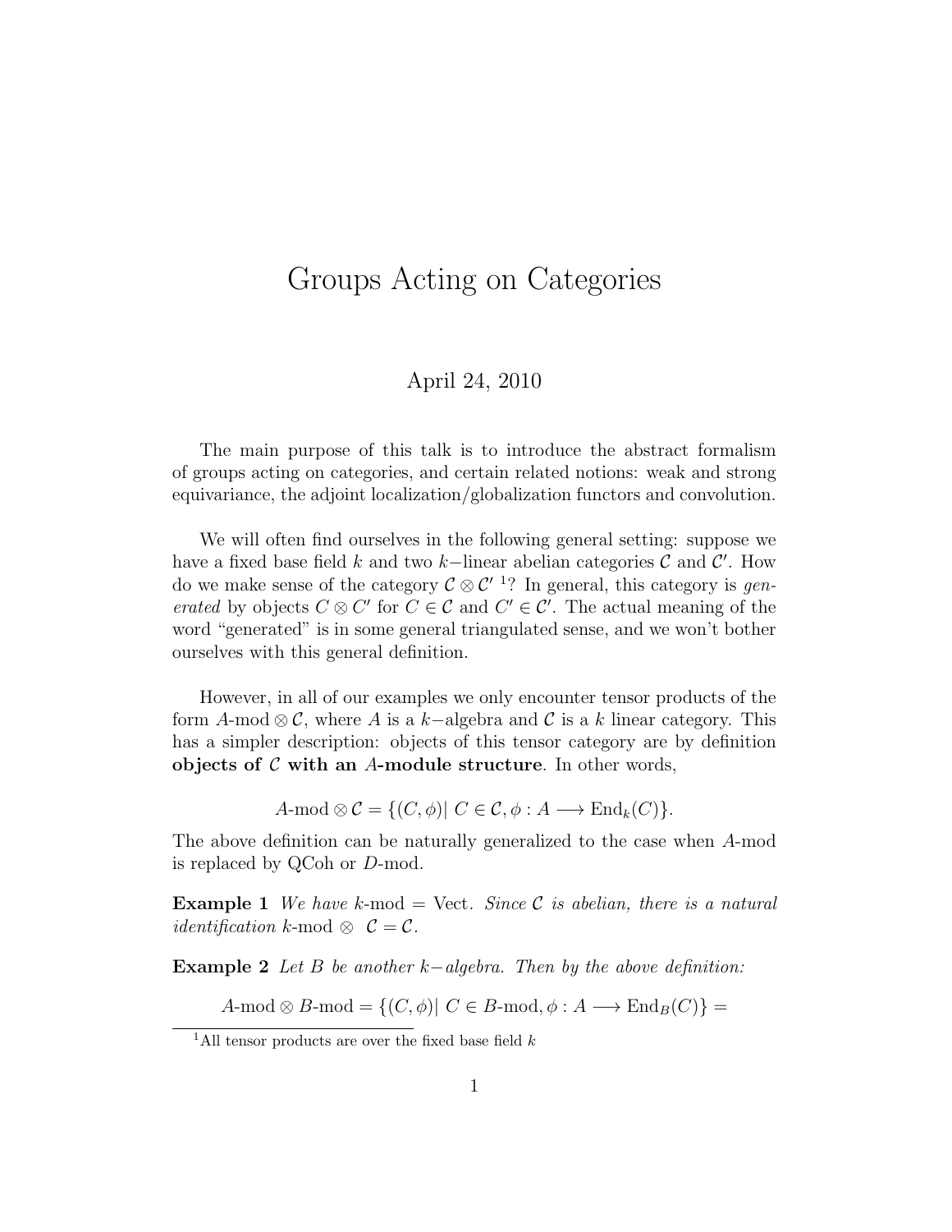# Groups Acting on Categories

April 24, 2010

The main purpose of this talk is to introduce the abstract formalism of groups acting on categories, and certain related notions: weak and strong equivariance, the adjoint localization/globalization functors and convolution.

We will often find ourselves in the following general setting: suppose we have a fixed base field $k$ and two $k-$linear abelian categories $\mathcal{C}$ and $\mathcal{C}'$. How do we make sense of the category $\mathcal{C} \otimes \mathcal{C}'$ [1]? In general, this category is *generated* by objects $C \otimes C'$ for $C \in \mathcal{C}$ and $C' \in \mathcal{C}'$. The actual meaning of the word "generated" is in some general triangulated sense, and we won't bother ourselves with this general definition.

However, in all of our examples we only encounter tensor products of the form $A\text{-mod} \otimes \mathcal{C}$, where $A$ is a $k-$algebra and $\mathcal{C}$ is a $k$ linear category. This has a simpler description: objects of this tensor category are by definition **objects of $\mathcal{C}$ with an $A$-module structure**. In other words,

$$A\text{-mod} \otimes \mathcal{C} = \{(C, \phi) |\ C \in \mathcal{C}, \phi : A \longrightarrow \mathrm{End}_k(C)\}.$$

The above definition can be naturally generalized to the case when $A$-mod is replaced by QCoh or $D$-mod.

**Example 1** *We have $k$-mod = Vect. Since $\mathcal{C}$ is abelian, there is a natural identification $k$-mod $\otimes\ \mathcal{C} = \mathcal{C}$.*

**Example 2** *Let $B$ be another $k-$algebra. Then by the above definition:*

$$A\text{-mod} \otimes B\text{-mod} = \{(C, \phi) |\ C \in B\text{-mod}, \phi : A \longrightarrow \mathrm{End}_B(C)\} =$$

[1] All tensor products are over the fixed base field $k$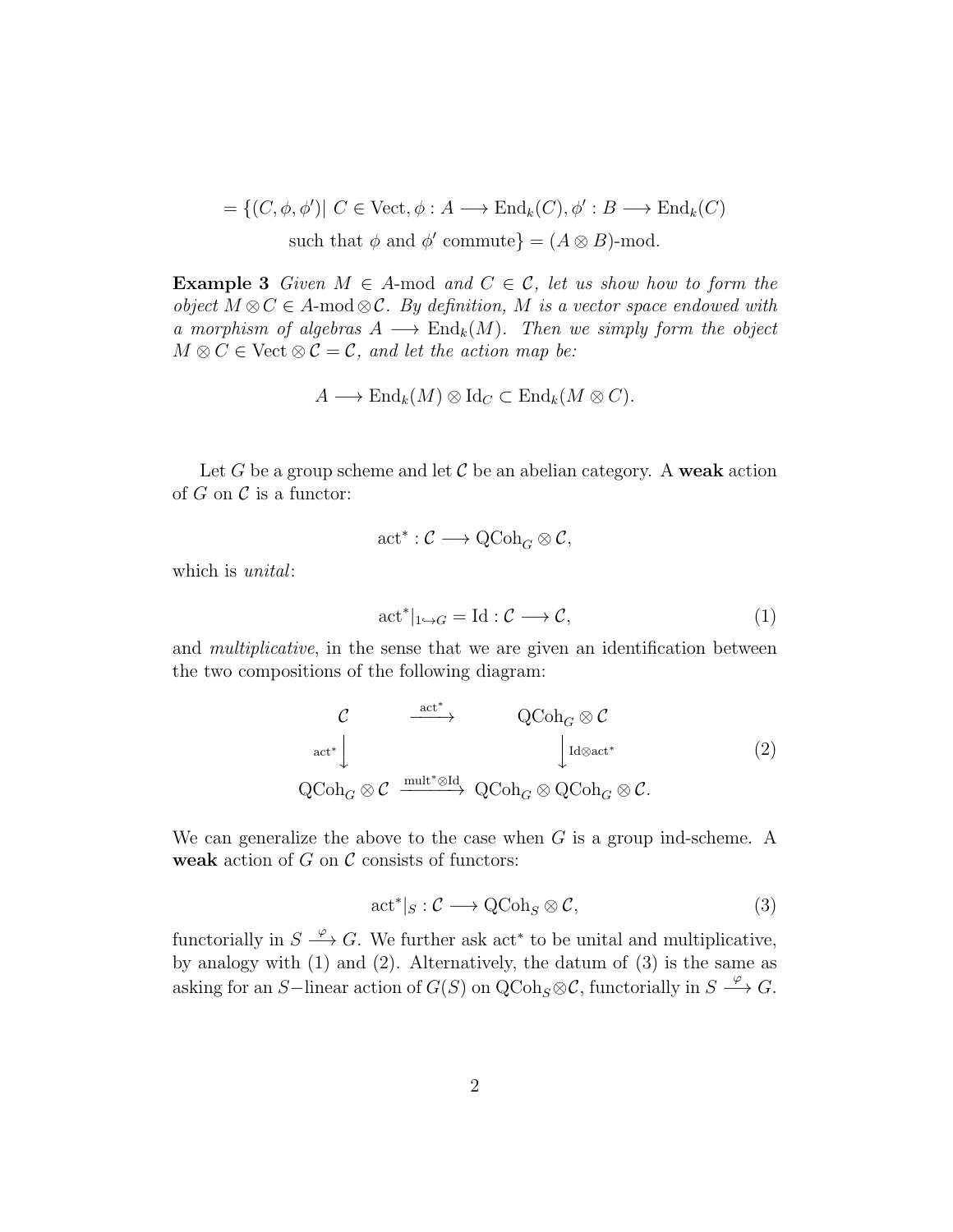$$= \{(C, \phi, \phi') | \ C \in \text{Vect}, \phi : A \longrightarrow \text{End}_k(C), \phi' : B \longrightarrow \text{End}_k(C)$$
$$\text{such that } \phi \text{ and } \phi' \text{ commute}\} = (A \otimes B)\text{-mod}.$$

**Example 3** *Given $M \in A$-mod and $C \in \mathcal{C}$, let us show how to form the object $M \otimes C \in A\text{-mod} \otimes \mathcal{C}$. By definition, $M$ is a vector space endowed with a morphism of algebras $A \longrightarrow \text{End}_k(M)$. Then we simply form the object $M \otimes C \in \text{Vect} \otimes \mathcal{C} = \mathcal{C}$, and let the action map be:*

$$A \longrightarrow \text{End}_k(M) \otimes \text{Id}_C \subset \text{End}_k(M \otimes C).$$

Let $G$ be a group scheme and let $\mathcal{C}$ be an abelian category. A **weak** action of $G$ on $\mathcal{C}$ is a functor:

$$\text{act}^* : \mathcal{C} \longrightarrow \text{QCoh}_G \otimes \mathcal{C},$$

which is *unital*:

$$\text{act}^*|_{1 \hookrightarrow G} = \text{Id} : \mathcal{C} \longrightarrow \mathcal{C}, \tag{1}$$

and *multiplicative*, in the sense that we are given an identification between the two compositions of the following diagram:

$$\begin{array}{ccc} \mathcal{C} & \xrightarrow{\text{act}^*} & \text{QCoh}_G \otimes \mathcal{C} \\ {\scriptstyle \text{act}^*}\downarrow & & \downarrow{\scriptstyle \text{Id} \otimes \text{act}^*} \\ \text{QCoh}_G \otimes \mathcal{C} & \xrightarrow{\text{mult}^* \otimes \text{Id}} & \text{QCoh}_G \otimes \text{QCoh}_G \otimes \mathcal{C}. \end{array} \tag{2}$$

We can generalize the above to the case when $G$ is a group ind-scheme. A **weak** action of $G$ on $\mathcal{C}$ consists of functors:

$$\text{act}^*|_S : \mathcal{C} \longrightarrow \text{QCoh}_S \otimes \mathcal{C}, \tag{3}$$

functorially in $S \xrightarrow{\varphi} G$. We further ask $\text{act}^*$ to be unital and multiplicative, by analogy with (1) and (2). Alternatively, the datum of (3) is the same as asking for an $S-$linear action of $G(S)$ on $\text{QCoh}_S \otimes \mathcal{C}$, functorially in $S \xrightarrow{\varphi} G$.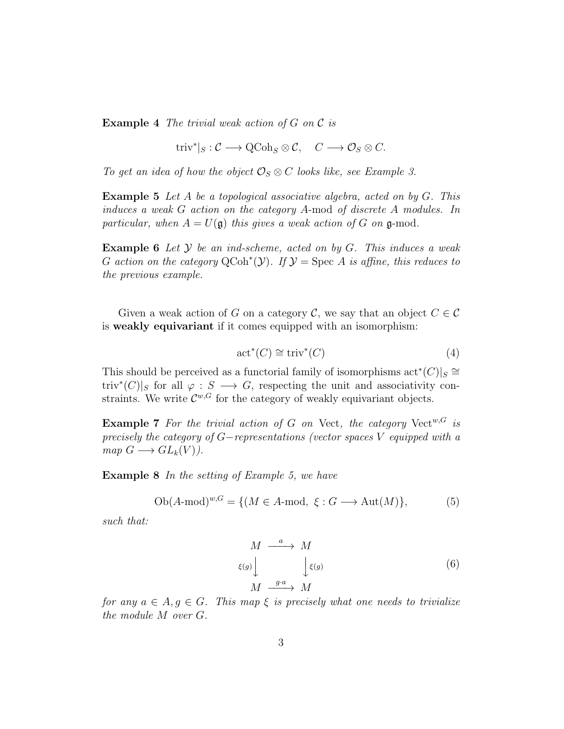**Example 4** *The trivial weak action of $G$ on $\mathcal{C}$ is*

$$\text{triv}^*|_S : \mathcal{C} \longrightarrow \text{QCoh}_S \otimes \mathcal{C}, \quad C \longrightarrow \mathcal{O}_S \otimes C.$$

*To get an idea of how the object $\mathcal{O}_S \otimes C$ looks like, see Example 3.*

**Example 5** *Let $A$ be a topological associative algebra, acted on by $G$. This induces a weak $G$ action on the category $A$-mod of discrete $A$ modules. In particular, when $A = U(\mathfrak{g})$ this gives a weak action of $G$ on $\mathfrak{g}$-mod.*

**Example 6** *Let $\mathcal{Y}$ be an ind-scheme, acted on by $G$. This induces a weak $G$ action on the category $\text{QCoh}^*(\mathcal{Y})$. If $\mathcal{Y} = \text{Spec } A$ is affine, this reduces to the previous example.*

Given a weak action of $G$ on a category $\mathcal{C}$, we say that an object $C \in \mathcal{C}$ is **weakly equivariant** if it comes equipped with an isomorphism:

$$\text{act}^*(C) \cong \text{triv}^*(C) \tag{4}$$

This should be perceived as a functorial family of isomorphisms $\text{act}^*(C)|_S \cong \text{triv}^*(C)|_S$ for all $\varphi : S \longrightarrow G$, respecting the unit and associativity constraints. We write $\mathcal{C}^{w,G}$ for the category of weakly equivariant objects.

**Example 7** *For the trivial action of $G$ on* Vect*, the category $\text{Vect}^{w,G}$ is precisely the category of $G-$representations (vector spaces $V$ equipped with a map $G \longrightarrow GL_k(V)$).*

**Example 8** *In the setting of Example 5, we have*

$$\text{Ob}(A\text{-mod})^{w,G} = \{(M \in A\text{-mod}, \ \xi : G \longrightarrow \text{Aut}(M)\}, \tag{5}$$

*such that:*

$$\begin{array}{ccc} M & \xrightarrow{\ a\ } & M \\ {\scriptstyle \xi(g)}\downarrow & & \downarrow{\scriptstyle \xi(g)} \\ M & \xrightarrow{\ g \cdot a\ } & M \end{array} \tag{6}$$

*for any $a \in A, g \in G$. This map $\xi$ is precisely what one needs to trivialize the module $M$ over $G$.*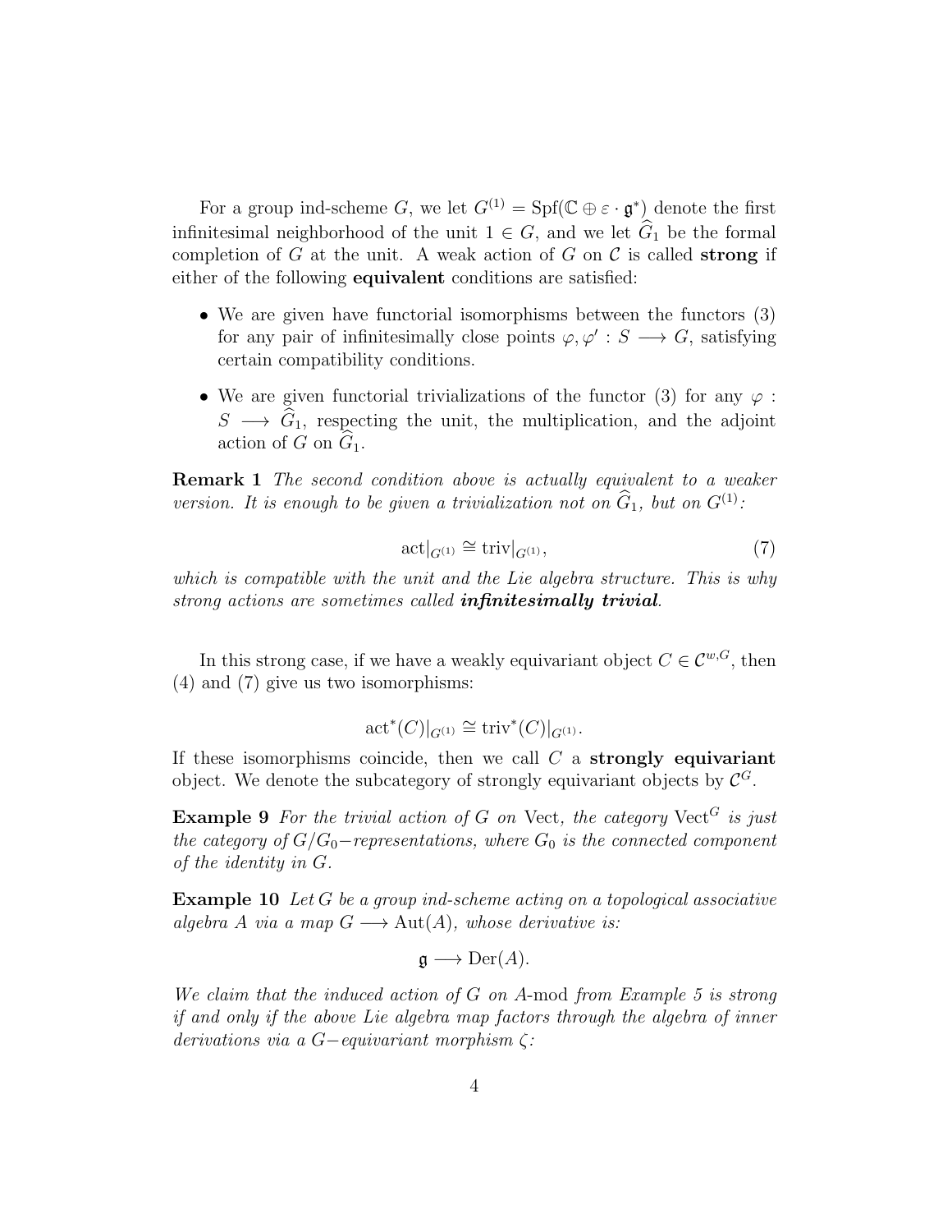For a group ind-scheme $G$, we let $G^{(1)} = \mathrm{Spf}(\mathbb{C} \oplus \varepsilon \cdot \mathfrak{g}^*)$ denote the first infinitesimal neighborhood of the unit $1 \in G$, and we let $\widehat{G}_1$ be the formal completion of $G$ at the unit. A weak action of $G$ on $\mathcal{C}$ is called **strong** if either of the following **equivalent** conditions are satisfied:

- We are given have functorial isomorphisms between the functors (3) for any pair of infinitesimally close points $\varphi, \varphi' : S \longrightarrow G$, satisfying certain compatibility conditions.
- We are given functorial trivializations of the functor (3) for any $\varphi : S \longrightarrow \widehat{G}_1$, respecting the unit, the multiplication, and the adjoint action of $G$ on $\widehat{G}_1$.

**Remark 1** *The second condition above is actually equivalent to a weaker version. It is enough to be given a trivialization not on $\widehat{G}_1$, but on $G^{(1)}$:*

$$\mathrm{act}|_{G^{(1)}} \cong \mathrm{triv}|_{G^{(1)}}, \tag{7}$$

*which is compatible with the unit and the Lie algebra structure. This is why strong actions are sometimes called* ***infinitesimally trivial****.*

In this strong case, if we have a weakly equivariant object $C \in \mathcal{C}^{w,G}$, then (4) and (7) give us two isomorphisms:

$$\mathrm{act}^*(C)|_{G^{(1)}} \cong \mathrm{triv}^*(C)|_{G^{(1)}}.$$

If these isomorphisms coincide, then we call $C$ a **strongly equivariant** object. We denote the subcategory of strongly equivariant objects by $\mathcal{C}^G$.

**Example 9** *For the trivial action of $G$ on* Vect*, the category* $\mathrm{Vect}^G$ *is just the category of $G/G_0-$representations, where $G_0$ is the connected component of the identity in $G$.*

**Example 10** *Let $G$ be a group ind-scheme acting on a topological associative algebra $A$ via a map $G \longrightarrow \mathrm{Aut}(A)$, whose derivative is:*

$$\mathfrak{g} \longrightarrow \mathrm{Der}(A).$$

*We claim that the induced action of $G$ on $A$-*mod *from Example 5 is strong if and only if the above Lie algebra map factors through the algebra of inner derivations via a $G-$equivariant morphism $\zeta$:*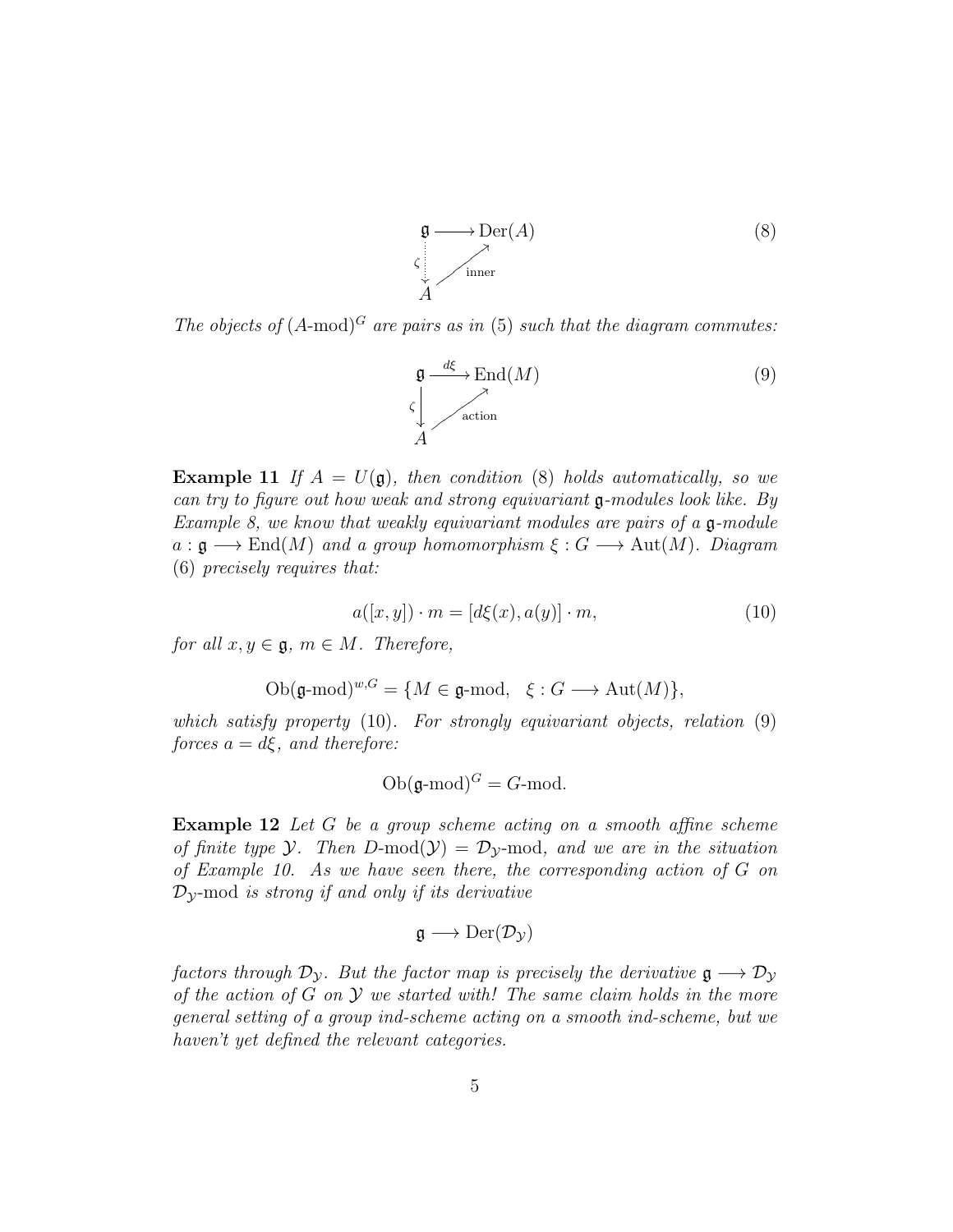$$
\begin{array}{ccc}
\mathfrak{g} & \longrightarrow & \mathrm{Der}(A) \\
{\scriptstyle \zeta}\,\vdots & \nearrow_{\text{inner}} & \\
A & &
\end{array}
\tag{8}
$$

*The objects of* $(A\text{-mod})^G$ *are pairs as in* (5) *such that the diagram commutes:*

$$
\begin{array}{ccc}
\mathfrak{g} & \xrightarrow{d\xi} & \mathrm{End}(M) \\
{\scriptstyle \zeta}\downarrow & \nearrow_{\text{action}} & \\
A & &
\end{array}
\tag{9}
$$

**Example 11** *If* $A = U(\mathfrak{g})$, *then condition* (8) *holds automatically, so we can try to figure out how weak and strong equivariant* $\mathfrak{g}$*-modules look like. By Example 8, we know that weakly equivariant modules are pairs of a* $\mathfrak{g}$*-module* $a : \mathfrak{g} \longrightarrow \mathrm{End}(M)$ *and a group homomorphism* $\xi : G \longrightarrow \mathrm{Aut}(M)$. *Diagram* (6) *precisely requires that:*

$$
a([x, y]) \cdot m = [d\xi(x), a(y)] \cdot m, \tag{10}
$$

*for all* $x, y \in \mathfrak{g}$, $m \in M$. *Therefore,*

$$
\mathrm{Ob}(\mathfrak{g}\text{-mod})^{w,G} = \{M \in \mathfrak{g}\text{-mod}, \quad \xi : G \longrightarrow \mathrm{Aut}(M)\},
$$

*which satisfy property* (10). *For strongly equivariant objects, relation* (9) *forces* $a = d\xi$, *and therefore:*

$$
\mathrm{Ob}(\mathfrak{g}\text{-mod})^G = G\text{-mod}.
$$

**Example 12** *Let* $G$ *be a group scheme acting on a smooth affine scheme of finite type* $\mathcal{Y}$. *Then* $D\text{-mod}(\mathcal{Y}) = \mathcal{D}_{\mathcal{Y}}\text{-mod}$, *and we are in the situation of Example 10. As we have seen there, the corresponding action of* $G$ *on* $\mathcal{D}_{\mathcal{Y}}\text{-mod}$ *is strong if and only if its derivative*

$$
\mathfrak{g} \longrightarrow \mathrm{Der}(\mathcal{D}_{\mathcal{Y}})
$$

*factors through* $\mathcal{D}_{\mathcal{Y}}$. *But the factor map is precisely the derivative* $\mathfrak{g} \longrightarrow \mathcal{D}_{\mathcal{Y}}$ *of the action of* $G$ *on* $\mathcal{Y}$ *we started with! The same claim holds in the more general setting of a group ind-scheme acting on a smooth ind-scheme, but we haven't yet defined the relevant categories.*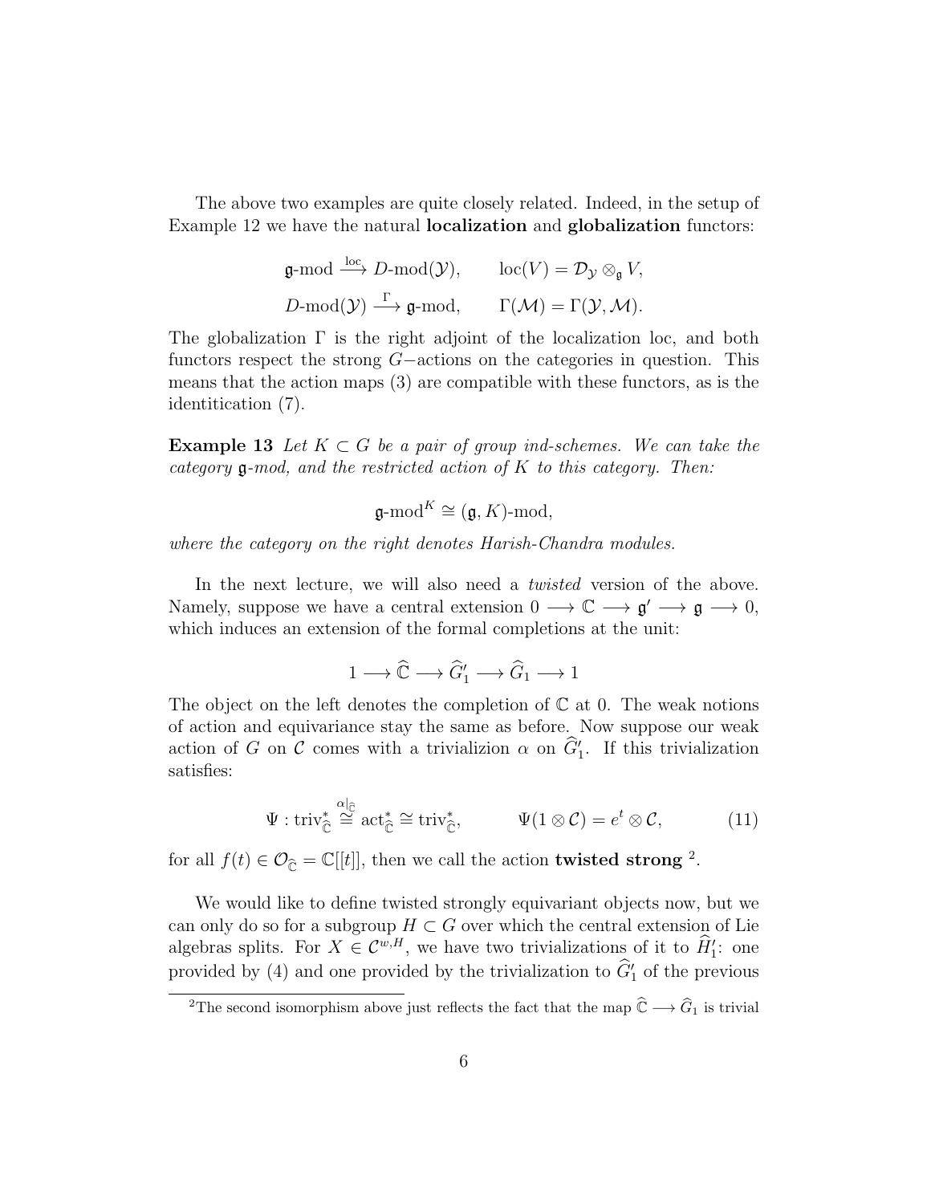The above two examples are quite closely related. Indeed, in the setup of Example 12 we have the natural **localization** and **globalization** functors:

$$\mathfrak{g}\text{-mod} \xrightarrow{\text{loc}} D\text{-mod}(\mathcal{Y}), \qquad \text{loc}(V) = \mathcal{D}_{\mathcal{Y}} \otimes_{\mathfrak{g}} V,$$

$$D\text{-mod}(\mathcal{Y}) \xrightarrow{\Gamma} \mathfrak{g}\text{-mod}, \qquad \Gamma(\mathcal{M}) = \Gamma(\mathcal{Y}, \mathcal{M}).$$

The globalization $\Gamma$ is the right adjoint of the localization loc, and both functors respect the strong $G-$actions on the categories in question. This means that the action maps (3) are compatible with these functors, as is the identitication (7).

**Example 13** *Let $K \subset G$ be a pair of group ind-schemes. We can take the category $\mathfrak{g}$-mod, and the restricted action of $K$ to this category. Then:*

$$\mathfrak{g}\text{-mod}^K \cong (\mathfrak{g}, K)\text{-mod},$$

*where the category on the right denotes Harish-Chandra modules.*

In the next lecture, we will also need a *twisted* version of the above. Namely, suppose we have a central extension $0 \longrightarrow \mathbb{C} \longrightarrow \mathfrak{g}' \longrightarrow \mathfrak{g} \longrightarrow 0$, which induces an extension of the formal completions at the unit:

$$1 \longrightarrow \widehat{\mathbb{C}} \longrightarrow \widehat{G}'_1 \longrightarrow \widehat{G}_1 \longrightarrow 1$$

The object on the left denotes the completion of $\mathbb{C}$ at 0. The weak notions of action and equivariance stay the same as before. Now suppose our weak action of $G$ on $\mathcal{C}$ comes with a trivializion $\alpha$ on $\widehat{G}'_1$. If this trivialization satisfies:

$$\Psi : \text{triv}^*_{\widehat{\mathbb{C}}} \overset{\alpha|_{\widehat{\mathbb{C}}}}{\cong} \text{act}^*_{\widehat{\mathbb{C}}} \cong \text{triv}^*_{\widehat{\mathbb{C}}}, \qquad \Psi(1 \otimes \mathcal{C}) = e^t \otimes \mathcal{C}, \tag{11}$$

for all $f(t) \in \mathcal{O}_{\widehat{\mathbb{C}}} = \mathbb{C}[[t]]$, then we call the action **twisted strong** [2].

We would like to define twisted strongly equivariant objects now, but we can only do so for a subgroup $H \subset G$ over which the central extension of Lie algebras splits. For $X \in \mathcal{C}^{w,H}$, we have two trivializations of it to $\widehat{H}'_1$: one provided by (4) and one provided by the trivialization to $\widehat{G}'_1$ of the previous

[2]The second isomorphism above just reflects the fact that the map $\widehat{\mathbb{C}} \longrightarrow \widehat{G}_1$ is trivial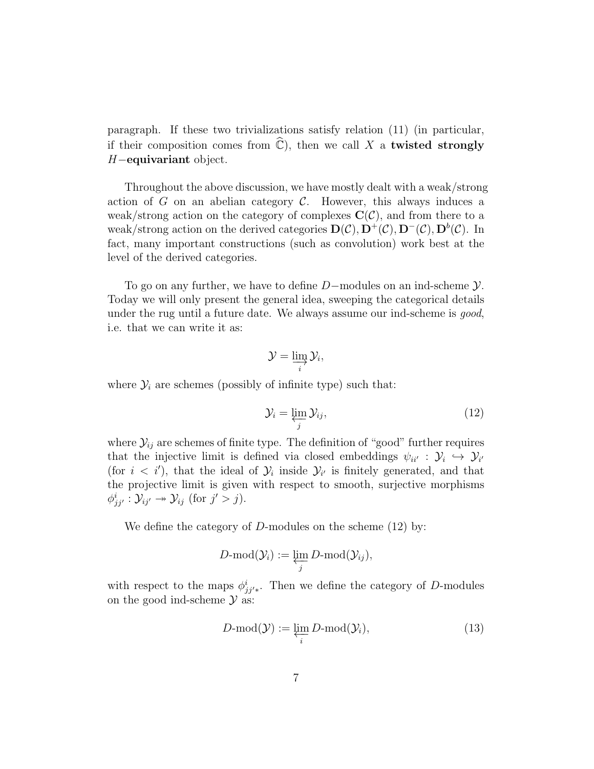paragraph. If these two trivializations satisfy relation (11) (in particular, if their composition comes from $\widehat{\mathbb{C}}$), then we call $X$ a **twisted strongly $H-$equivariant** object.

Throughout the above discussion, we have mostly dealt with a weak/strong action of $G$ on an abelian category $\mathcal{C}$. However, this always induces a weak/strong action on the category of complexes $\mathbf{C}(\mathcal{C})$, and from there to a weak/strong action on the derived categories $\mathbf{D}(\mathcal{C}), \mathbf{D}^+(\mathcal{C}), \mathbf{D}^-(\mathcal{C}), \mathbf{D}^b(\mathcal{C})$. In fact, many important constructions (such as convolution) work best at the level of the derived categories.

To go on any further, we have to define $D-$modules on an ind-scheme $\mathcal{Y}$. Today we will only present the general idea, sweeping the categorical details under the rug until a future date. We always assume our ind-scheme is *good*, i.e. that we can write it as:

$$\mathcal{Y} = \varinjlim_{i} \mathcal{Y}_i,$$

where $\mathcal{Y}_i$ are schemes (possibly of infinite type) such that:

$$\mathcal{Y}_i = \varprojlim_{j} \mathcal{Y}_{ij}, \tag{12}$$

where $\mathcal{Y}_{ij}$ are schemes of finite type. The definition of "good" further requires that the injective limit is defined via closed embeddings $\psi_{ii'} : \mathcal{Y}_i \hookrightarrow \mathcal{Y}_{i'}$ (for $i < i'$), that the ideal of $\mathcal{Y}_i$ inside $\mathcal{Y}_{i'}$ is finitely generated, and that the projective limit is given with respect to smooth, surjective morphisms $\phi^i_{jj'} : \mathcal{Y}_{ij'} \twoheadrightarrow \mathcal{Y}_{ij}$ (for $j' > j$).

We define the category of $D$-modules on the scheme (12) by:

$$D\text{-mod}(\mathcal{Y}_i) := \varprojlim_{j} D\text{-mod}(\mathcal{Y}_{ij}),$$

with respect to the maps $\phi^i_{jj'*}$. Then we define the category of $D$-modules on the good ind-scheme $\mathcal{Y}$ as:

$$D\text{-mod}(\mathcal{Y}) := \varprojlim_{i} D\text{-mod}(\mathcal{Y}_i), \tag{13}$$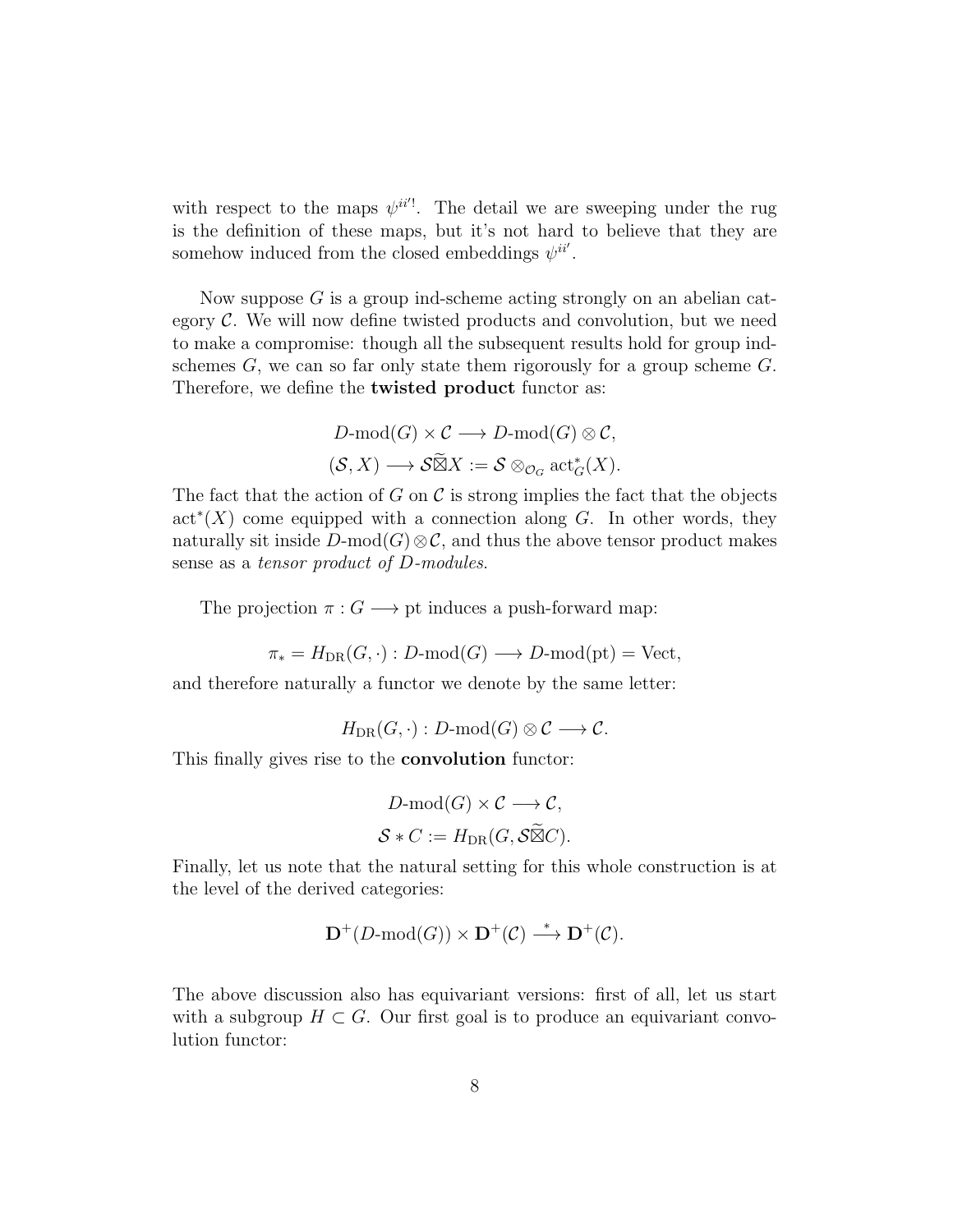with respect to the maps $\psi^{ii'!}$. The detail we are sweeping under the rug is the definition of these maps, but it's not hard to believe that they are somehow induced from the closed embeddings $\psi^{ii'}$.

Now suppose $G$ is a group ind-scheme acting strongly on an abelian category $\mathcal{C}$. We will now define twisted products and convolution, but we need to make a compromise: though all the subsequent results hold for group ind-schemes $G$, we can so far only state them rigorously for a group scheme $G$. Therefore, we define the **twisted product** functor as:

$$D\text{-mod}(G) \times \mathcal{C} \longrightarrow D\text{-mod}(G) \otimes \mathcal{C},$$
$$(\mathcal{S}, X) \longrightarrow \mathcal{S}\widetilde{\boxtimes}X := \mathcal{S} \otimes_{\mathcal{O}_G} \text{act}_G^*(X).$$

The fact that the action of $G$ on $\mathcal{C}$ is strong implies the fact that the objects $\text{act}^*(X)$ come equipped with a connection along $G$. In other words, they naturally sit inside $D\text{-mod}(G) \otimes \mathcal{C}$, and thus the above tensor product makes sense as a *tensor product of D-modules*.

The projection $\pi : G \longrightarrow \text{pt}$ induces a push-forward map:

$$\pi_* = H_{\text{DR}}(G, \cdot) : D\text{-mod}(G) \longrightarrow D\text{-mod}(\text{pt}) = \text{Vect},$$

and therefore naturally a functor we denote by the same letter:

$$H_{\text{DR}}(G, \cdot) : D\text{-mod}(G) \otimes \mathcal{C} \longrightarrow \mathcal{C}.$$

This finally gives rise to the **convolution** functor:

$$D\text{-mod}(G) \times \mathcal{C} \longrightarrow \mathcal{C},$$
$$\mathcal{S} * C := H_{\text{DR}}(G, \mathcal{S}\widetilde{\boxtimes}C).$$

Finally, let us note that the natural setting for this whole construction is at the level of the derived categories:

$$\mathbf{D}^+(D\text{-mod}(G)) \times \mathbf{D}^+(\mathcal{C}) \stackrel{*}{\longrightarrow} \mathbf{D}^+(\mathcal{C}).$$

The above discussion also has equivariant versions: first of all, let us start with a subgroup $H \subset G$. Our first goal is to produce an equivariant convolution functor: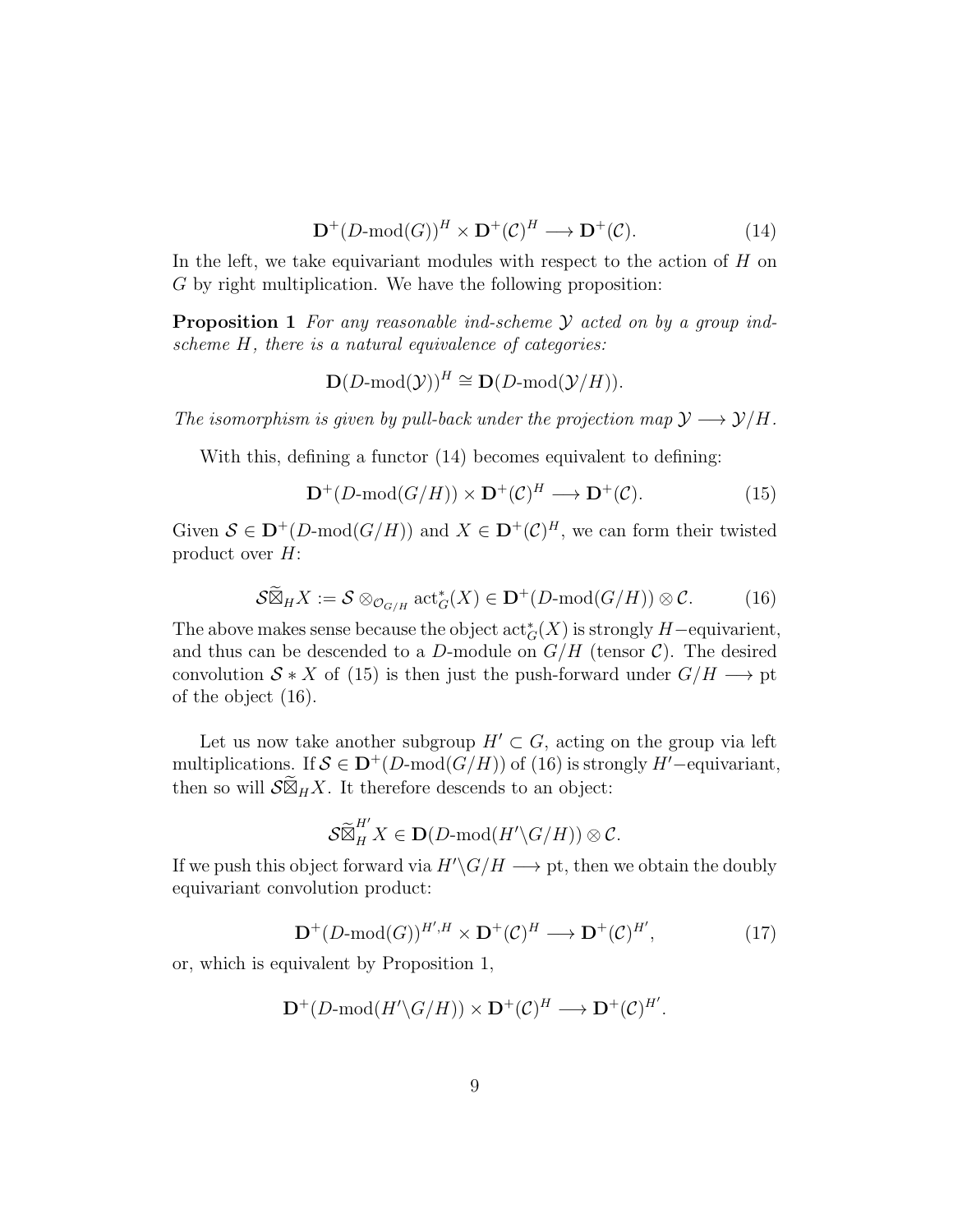$$\mathbf{D}^+(D\text{-mod}(G))^H \times \mathbf{D}^+(\mathcal{C})^H \longrightarrow \mathbf{D}^+(\mathcal{C}). \tag{14}$$

In the left, we take equivariant modules with respect to the action of $H$ on $G$ by right multiplication. We have the following proposition:

**Proposition 1** *For any reasonable ind-scheme $\mathcal{Y}$ acted on by a group ind-scheme $H$, there is a natural equivalence of categories:*

$$\mathbf{D}(D\text{-mod}(\mathcal{Y}))^H \cong \mathbf{D}(D\text{-mod}(\mathcal{Y}/H)).$$

*The isomorphism is given by pull-back under the projection map $\mathcal{Y} \longrightarrow \mathcal{Y}/H$.*

With this, defining a functor (14) becomes equivalent to defining:

$$\mathbf{D}^+(D\text{-mod}(G/H)) \times \mathbf{D}^+(\mathcal{C})^H \longrightarrow \mathbf{D}^+(\mathcal{C}). \tag{15}$$

Given $\mathcal{S} \in \mathbf{D}^+(D\text{-mod}(G/H))$ and $X \in \mathbf{D}^+(\mathcal{C})^H$, we can form their twisted product over $H$:

$$\mathcal{S}\widetilde{\boxtimes}_H X := \mathcal{S} \otimes_{\mathcal{O}_{G/H}} \operatorname{act}_G^*(X) \in \mathbf{D}^+(D\text{-mod}(G/H)) \otimes \mathcal{C}. \tag{16}$$

The above makes sense because the object $\operatorname{act}_G^*(X)$ is strongly $H-$equivarient, and thus can be descended to a $D$-module on $G/H$ (tensor $\mathcal{C}$). The desired convolution $\mathcal{S} * X$ of (15) is then just the push-forward under $G/H \longrightarrow \text{pt}$ of the object (16).

Let us now take another subgroup $H' \subset G$, acting on the group via left multiplications. If $\mathcal{S} \in \mathbf{D}^+(D\text{-mod}(G/H))$ of (16) is strongly $H'-$equivariant, then so will $\mathcal{S}\widetilde{\boxtimes}_H X$. It therefore descends to an object:

$$\mathcal{S}\widetilde{\boxtimes}_H^{H'} X \in \mathbf{D}(D\text{-mod}(H'\backslash G/H)) \otimes \mathcal{C}.$$

If we push this object forward via $H'\backslash G/H \longrightarrow \text{pt}$, then we obtain the doubly equivariant convolution product:

$$\mathbf{D}^+(D\text{-mod}(G))^{H',H} \times \mathbf{D}^+(\mathcal{C})^H \longrightarrow \mathbf{D}^+(\mathcal{C})^{H'}, \tag{17}$$

or, which is equivalent by Proposition 1,

$$\mathbf{D}^+(D\text{-mod}(H'\backslash G/H)) \times \mathbf{D}^+(\mathcal{C})^H \longrightarrow \mathbf{D}^+(\mathcal{C})^{H'}.$$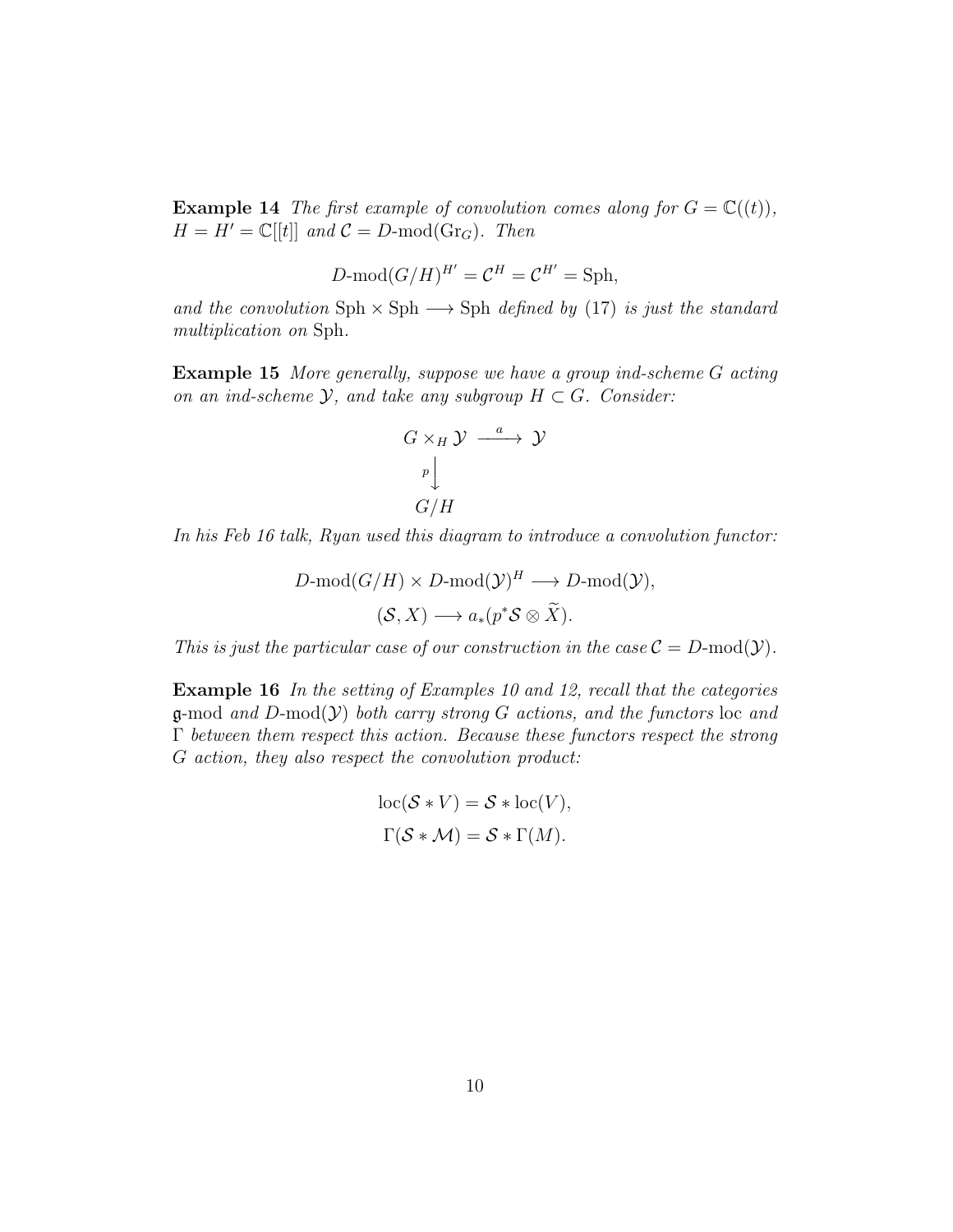**Example 14** *The first example of convolution comes along for $G = \mathbb{C}((t))$, $H = H' = \mathbb{C}[[t]]$ and $\mathcal{C} = D\text{-mod}(\mathrm{Gr}_G)$. Then*

$$D\text{-mod}(G/H)^{H'} = \mathcal{C}^H = \mathcal{C}^{H'} = \mathrm{Sph},$$

*and the convolution $\mathrm{Sph} \times \mathrm{Sph} \longrightarrow \mathrm{Sph}$ defined by (17) is just the standard multiplication on* Sph.

**Example 15** *More generally, suppose we have a group ind-scheme $G$ acting on an ind-scheme $\mathcal{Y}$, and take any subgroup $H \subset G$. Consider:*

$$\begin{array}{ccc} G \times_H \mathcal{Y} & \xrightarrow{a} & \mathcal{Y} \\ {\scriptstyle p}\big\downarrow & & \\ G/H & & \end{array}$$

*In his Feb 16 talk, Ryan used this diagram to introduce a convolution functor:*

$$D\text{-mod}(G/H) \times D\text{-mod}(\mathcal{Y})^H \longrightarrow D\text{-mod}(\mathcal{Y}),$$
$$(\mathcal{S}, X) \longrightarrow a_*(p^*\mathcal{S} \otimes \widetilde{X}).$$

*This is just the particular case of our construction in the case $\mathcal{C} = D\text{-mod}(\mathcal{Y})$.*

**Example 16** *In the setting of Examples 10 and 12, recall that the categories $\mathfrak{g}$-mod and $D\text{-mod}(\mathcal{Y})$ both carry strong $G$ actions, and the functors* loc *and* $\Gamma$ *between them respect this action. Because these functors respect the strong $G$ action, they also respect the convolution product:*

$$\mathrm{loc}(\mathcal{S} * V) = \mathcal{S} * \mathrm{loc}(V),$$
$$\Gamma(\mathcal{S} * \mathcal{M}) = \mathcal{S} * \Gamma(M).$$